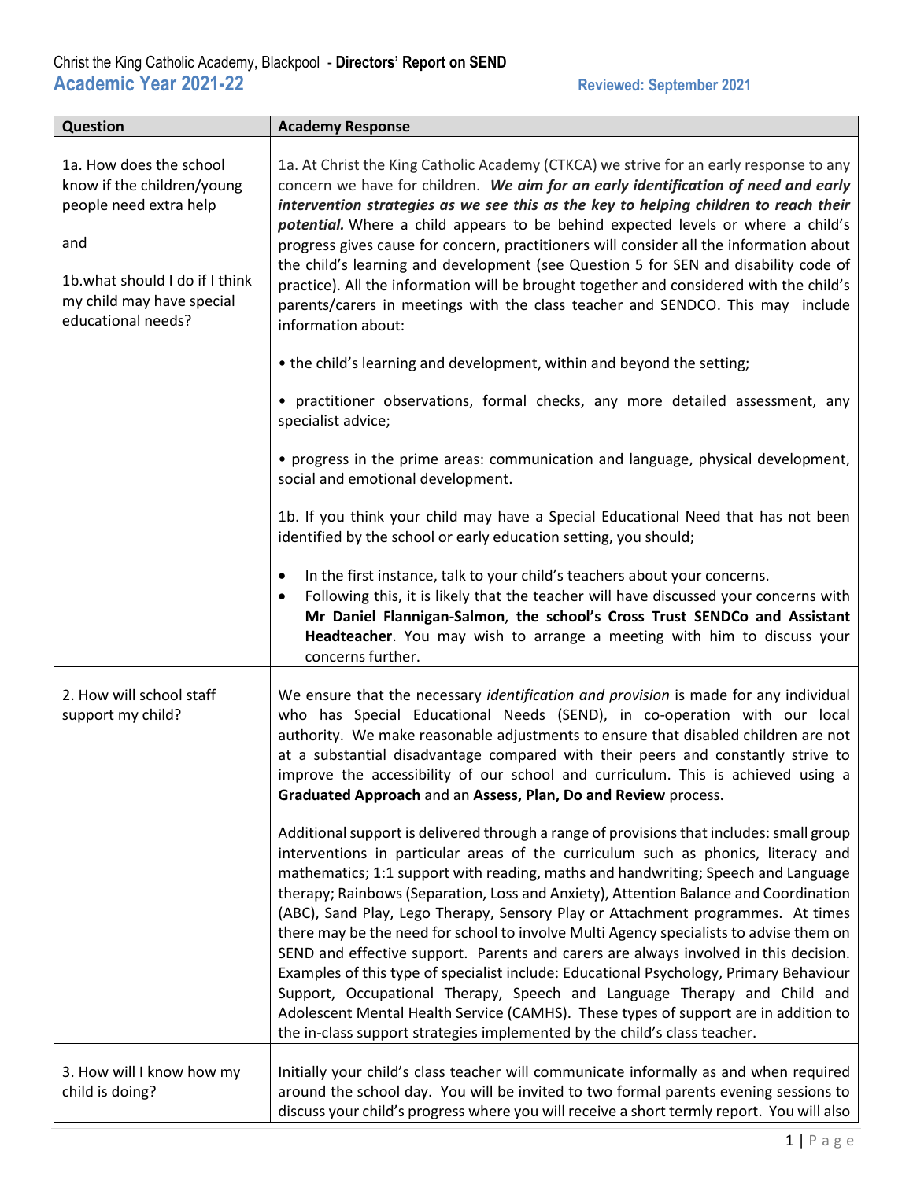Christ the King Catholic Academy, Blackpool - **Directors' Report on SEND**

## Academic Year 2021-22

**Reviewed: September 2021**

| Question | Academy Response |
|---|---|
| 1a. How does the school know if the children/young people need extra help<br><br>and<br><br>1b.what should I do if I think my child may have special educational needs? | 1a. At Christ the King Catholic Academy (CTKCA) we strive for an early response to any concern we have for children. ***We aim for an early identification of need and early intervention strategies as we see this as the key to helping children to reach their potential.*** Where a child appears to be behind expected levels or where a child's progress gives cause for concern, practitioners will consider all the information about the child's learning and development (see Question 5 for SEN and disability code of practice). All the information will be brought together and considered with the child's parents/carers in meetings with the class teacher and SENDCO. This may include information about:<br><br>• the child's learning and development, within and beyond the setting;<br><br>• practitioner observations, formal checks, any more detailed assessment, any specialist advice;<br><br>• progress in the prime areas: communication and language, physical development, social and emotional development.<br><br>1b. If you think your child may have a Special Educational Need that has not been identified by the school or early education setting, you should;<br><br>• In the first instance, talk to your child's teachers about your concerns.<br>• Following this, it is likely that the teacher will have discussed your concerns with **Mr Daniel Flannigan-Salmon**, **the school's Cross Trust SENDCo and Assistant Headteacher**. You may wish to arrange a meeting with him to discuss your concerns further. |
| 2. How will school staff support my child? | We ensure that the necessary *identification and provision* is made for any individual who has Special Educational Needs (SEND), in co-operation with our local authority. We make reasonable adjustments to ensure that disabled children are not at a substantial disadvantage compared with their peers and constantly strive to improve the accessibility of our school and curriculum. This is achieved using a **Graduated Approach** and an **Assess, Plan, Do and Review** process**.**<br><br>Additional support is delivered through a range of provisions that includes: small group interventions in particular areas of the curriculum such as phonics, literacy and mathematics; 1:1 support with reading, maths and handwriting; Speech and Language therapy; Rainbows (Separation, Loss and Anxiety), Attention Balance and Coordination (ABC), Sand Play, Lego Therapy, Sensory Play or Attachment programmes. At times there may be the need for school to involve Multi Agency specialists to advise them on SEND and effective support. Parents and carers are always involved in this decision. Examples of this type of specialist include: Educational Psychology, Primary Behaviour Support, Occupational Therapy, Speech and Language Therapy and Child and Adolescent Mental Health Service (CAMHS). These types of support are in addition to the in-class support strategies implemented by the child's class teacher. |
| 3. How will I know how my child is doing? | Initially your child's class teacher will communicate informally as and when required around the school day. You will be invited to two formal parents evening sessions to discuss your child's progress where you will receive a short termly report. You will also |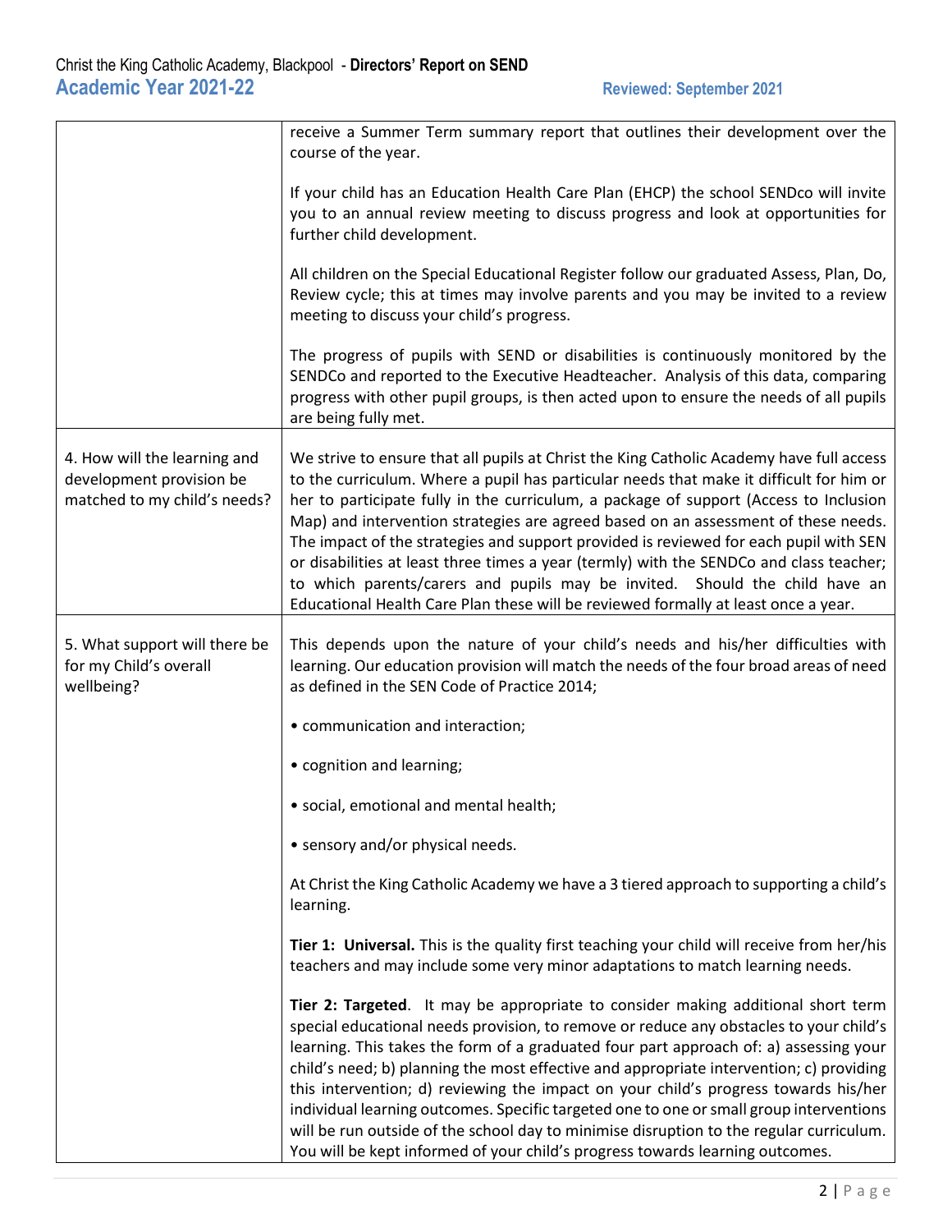| | |
|---|---|
| | receive a Summer Term summary report that outlines their development over the course of the year.<br><br>If your child has an Education Health Care Plan (EHCP) the school SENDco will invite you to an annual review meeting to discuss progress and look at opportunities for further child development.<br><br>All children on the Special Educational Register follow our graduated Assess, Plan, Do, Review cycle; this at times may involve parents and you may be invited to a review meeting to discuss your child's progress.<br><br>The progress of pupils with SEND or disabilities is continuously monitored by the SENDCo and reported to the Executive Headteacher. Analysis of this data, comparing progress with other pupil groups, is then acted upon to ensure the needs of all pupils are being fully met. |
| 4. How will the learning and development provision be matched to my child's needs? | We strive to ensure that all pupils at Christ the King Catholic Academy have full access to the curriculum. Where a pupil has particular needs that make it difficult for him or her to participate fully in the curriculum, a package of support (Access to Inclusion Map) and intervention strategies are agreed based on an assessment of these needs. The impact of the strategies and support provided is reviewed for each pupil with SEN or disabilities at least three times a year (termly) with the SENDCo and class teacher; to which parents/carers and pupils may be invited. Should the child have an Educational Health Care Plan these will be reviewed formally at least once a year. |
| 5. What support will there be for my Child's overall wellbeing? | This depends upon the nature of your child's needs and his/her difficulties with learning. Our education provision will match the needs of the four broad areas of need as defined in the SEN Code of Practice 2014;<br><br>• communication and interaction;<br><br>• cognition and learning;<br><br>• social, emotional and mental health;<br><br>• sensory and/or physical needs.<br><br>At Christ the King Catholic Academy we have a 3 tiered approach to supporting a child's learning.<br><br>**Tier 1: Universal.** This is the quality first teaching your child will receive from her/his teachers and may include some very minor adaptations to match learning needs.<br><br>**Tier 2: Targeted**. It may be appropriate to consider making additional short term special educational needs provision, to remove or reduce any obstacles to your child's learning. This takes the form of a graduated four part approach of: a) assessing your child's need; b) planning the most effective and appropriate intervention; c) providing this intervention; d) reviewing the impact on your child's progress towards his/her individual learning outcomes. Specific targeted one to one or small group interventions will be run outside of the school day to minimise disruption to the regular curriculum. You will be kept informed of your child's progress towards learning outcomes. |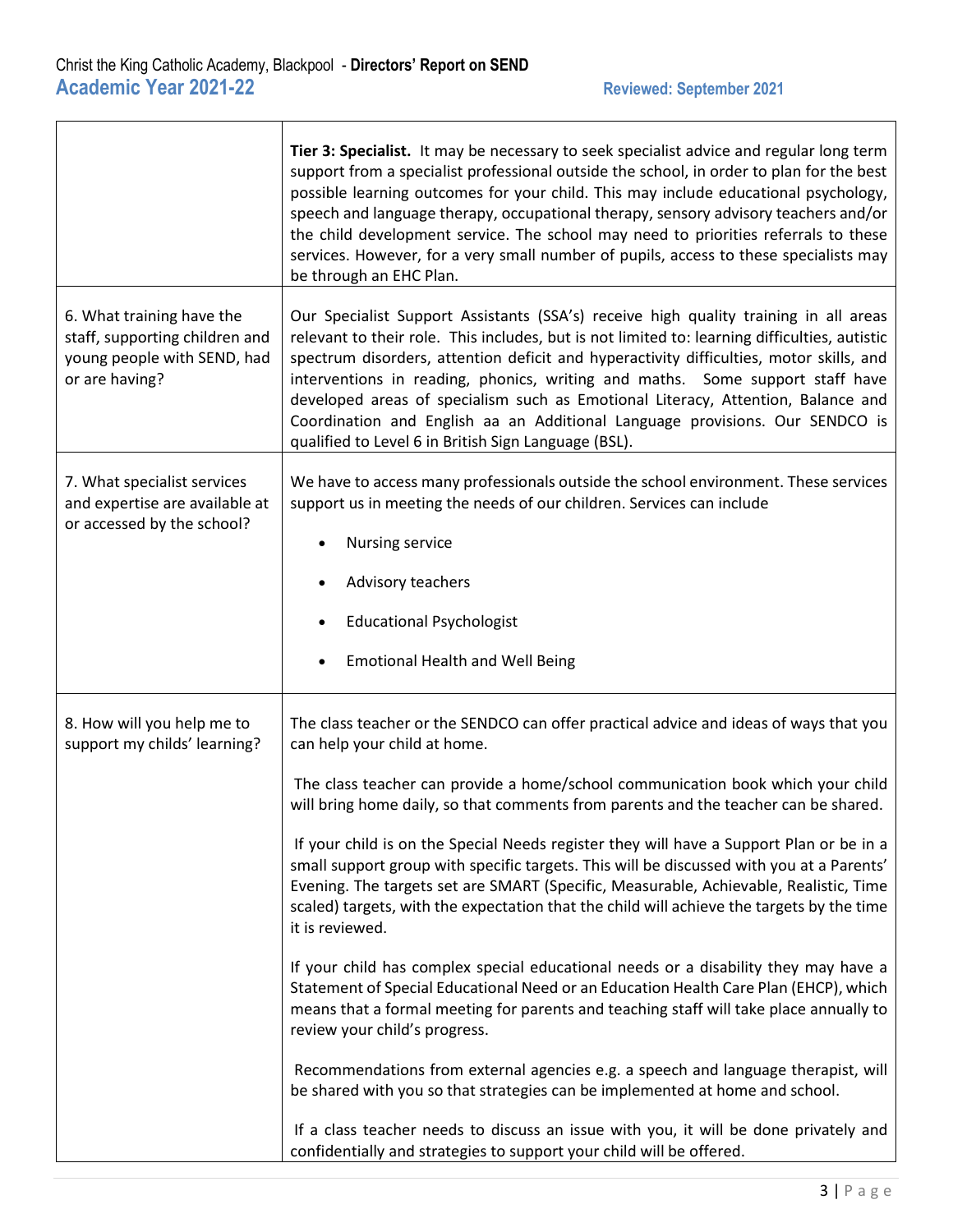| | |
|---|---|
| | **Tier 3: Specialist.** It may be necessary to seek specialist advice and regular long term support from a specialist professional outside the school, in order to plan for the best possible learning outcomes for your child. This may include educational psychology, speech and language therapy, occupational therapy, sensory advisory teachers and/or the child development service. The school may need to priorities referrals to these services. However, for a very small number of pupils, access to these specialists may be through an EHC Plan. |
| 6. What training have the staff, supporting children and young people with SEND, had or are having? | Our Specialist Support Assistants (SSA's) receive high quality training in all areas relevant to their role. This includes, but is not limited to: learning difficulties, autistic spectrum disorders, attention deficit and hyperactivity difficulties, motor skills, and interventions in reading, phonics, writing and maths. Some support staff have developed areas of specialism such as Emotional Literacy, Attention, Balance and Coordination and English aa an Additional Language provisions. Our SENDCO is qualified to Level 6 in British Sign Language (BSL). |
| 7. What specialist services and expertise are available at or accessed by the school? | We have to access many professionals outside the school environment. These services support us in meeting the needs of our children. Services can include<br>• Nursing service<br>• Advisory teachers<br>• Educational Psychologist<br>• Emotional Health and Well Being |
| 8. How will you help me to support my childs' learning? | The class teacher or the SENDCO can offer practical advice and ideas of ways that you can help your child at home.<br><br>The class teacher can provide a home/school communication book which your child will bring home daily, so that comments from parents and the teacher can be shared.<br><br>If your child is on the Special Needs register they will have a Support Plan or be in a small support group with specific targets. This will be discussed with you at a Parents' Evening. The targets set are SMART (Specific, Measurable, Achievable, Realistic, Time scaled) targets, with the expectation that the child will achieve the targets by the time it is reviewed.<br><br>If your child has complex special educational needs or a disability they may have a Statement of Special Educational Need or an Education Health Care Plan (EHCP), which means that a formal meeting for parents and teaching staff will take place annually to review your child's progress.<br><br>Recommendations from external agencies e.g. a speech and language therapist, will be shared with you so that strategies can be implemented at home and school.<br><br>If a class teacher needs to discuss an issue with you, it will be done privately and confidentially and strategies to support your child will be offered. |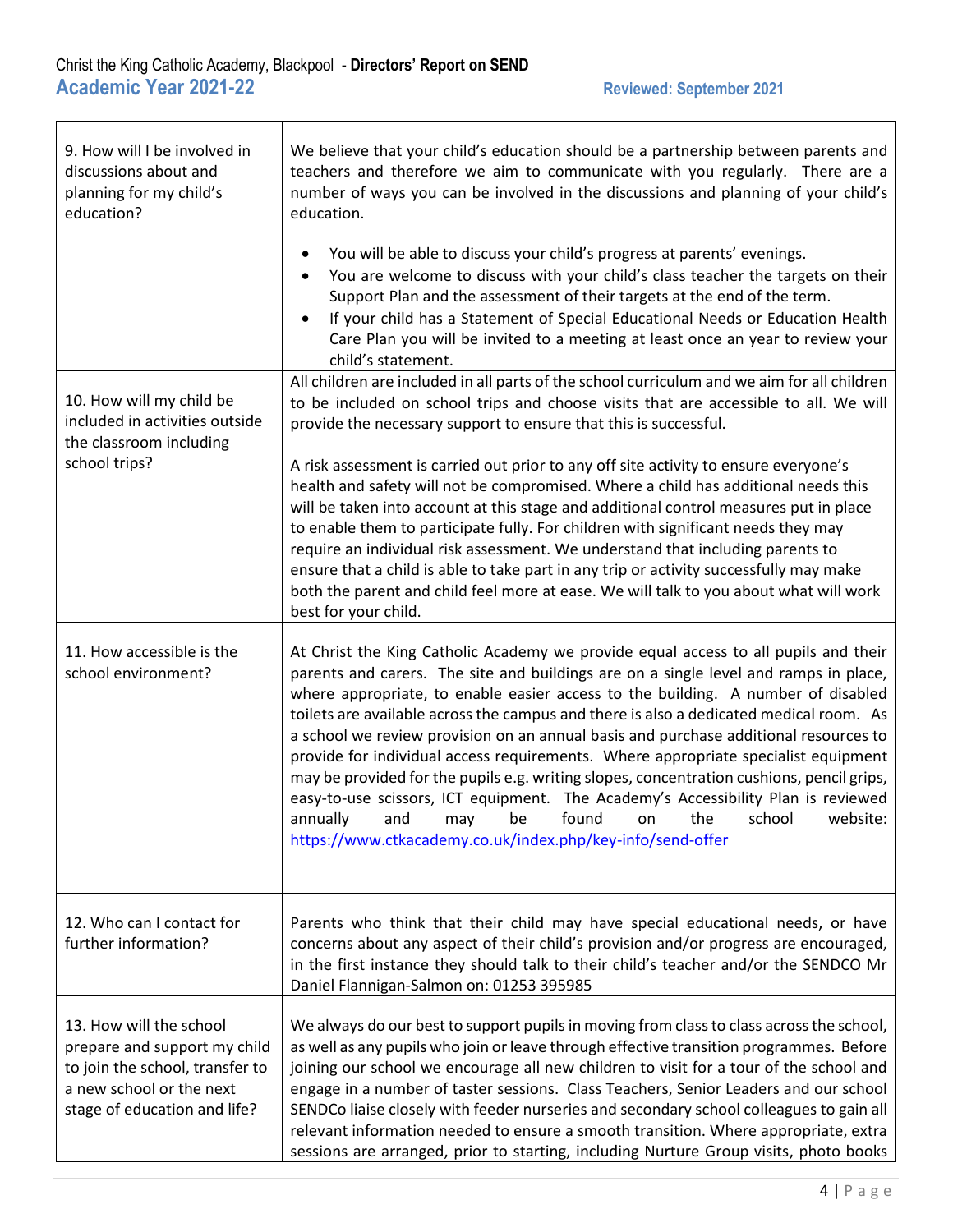| | |
|---|---|
| 9. How will I be involved in discussions about and planning for my child's education? | We believe that your child's education should be a partnership between parents and teachers and therefore we aim to communicate with you regularly. There are a number of ways you can be involved in the discussions and planning of your child's education.<br><br>• You will be able to discuss your child's progress at parents' evenings.<br>• You are welcome to discuss with your child's class teacher the targets on their Support Plan and the assessment of their targets at the end of the term.<br>• If your child has a Statement of Special Educational Needs or Education Health Care Plan you will be invited to a meeting at least once an year to review your child's statement. |
| 10. How will my child be included in activities outside the classroom including school trips? | All children are included in all parts of the school curriculum and we aim for all children to be included on school trips and choose visits that are accessible to all. We will provide the necessary support to ensure that this is successful.<br><br>A risk assessment is carried out prior to any off site activity to ensure everyone's health and safety will not be compromised. Where a child has additional needs this will be taken into account at this stage and additional control measures put in place to enable them to participate fully. For children with significant needs they may require an individual risk assessment. We understand that including parents to ensure that a child is able to take part in any trip or activity successfully may make both the parent and child feel more at ease. We will talk to you about what will work best for your child. |
| 11. How accessible is the school environment? | At Christ the King Catholic Academy we provide equal access to all pupils and their parents and carers. The site and buildings are on a single level and ramps in place, where appropriate, to enable easier access to the building. A number of disabled toilets are available across the campus and there is also a dedicated medical room. As a school we review provision on an annual basis and purchase additional resources to provide for individual access requirements. Where appropriate specialist equipment may be provided for the pupils e.g. writing slopes, concentration cushions, pencil grips, easy-to-use scissors, ICT equipment. The Academy's Accessibility Plan is reviewed annually and may be found on the school website: [https://www.ctkacademy.co.uk/index.php/key-info/send-offer](https://www.ctkacademy.co.uk/index.php/key-info/send-offer) |
| 12. Who can I contact for further information? | Parents who think that their child may have special educational needs, or have concerns about any aspect of their child's provision and/or progress are encouraged, in the first instance they should talk to their child's teacher and/or the SENDCO Mr Daniel Flannigan-Salmon on: 01253 395985 |
| 13. How will the school prepare and support my child to join the school, transfer to a new school or the next stage of education and life? | We always do our best to support pupils in moving from class to class across the school, as well as any pupils who join or leave through effective transition programmes. Before joining our school we encourage all new children to visit for a tour of the school and engage in a number of taster sessions. Class Teachers, Senior Leaders and our school SENDCo liaise closely with feeder nurseries and secondary school colleagues to gain all relevant information needed to ensure a smooth transition. Where appropriate, extra sessions are arranged, prior to starting, including Nurture Group visits, photo books |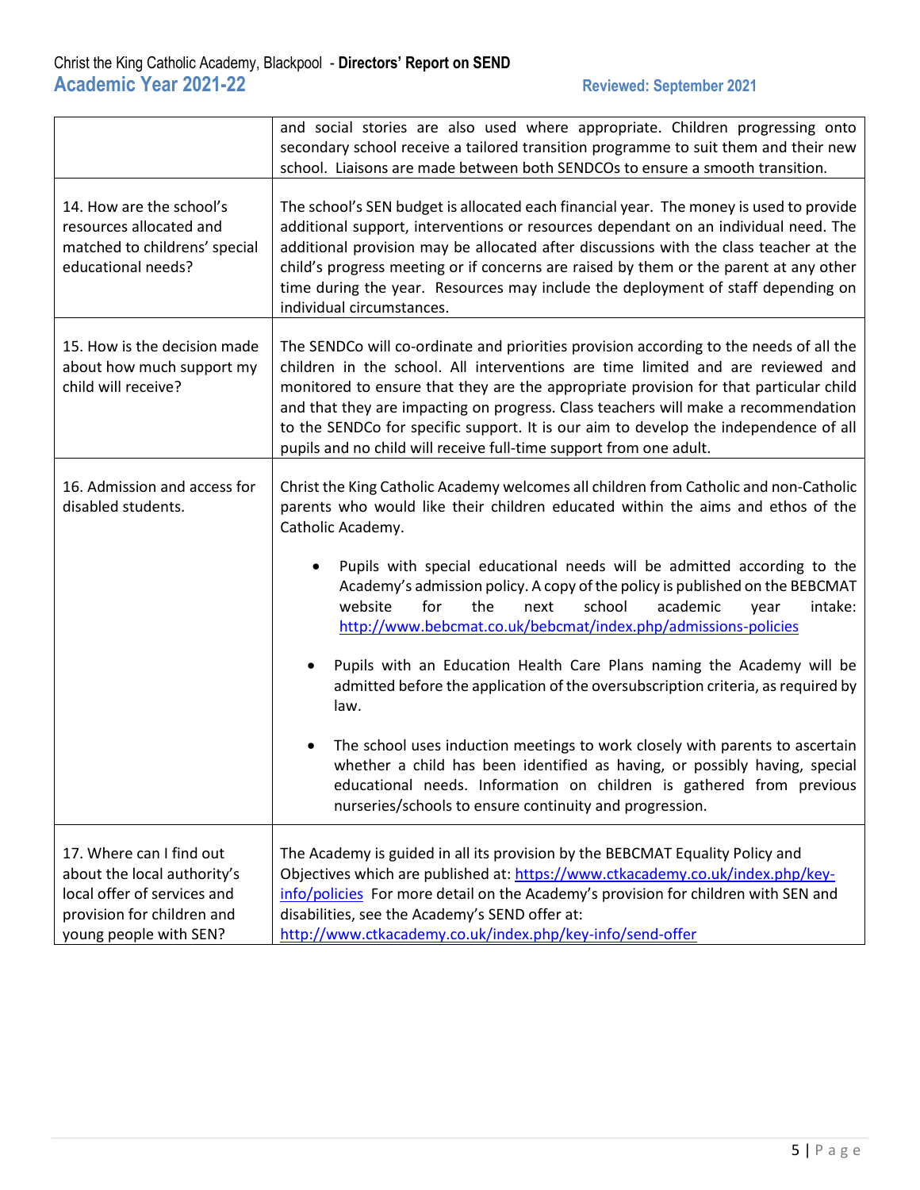| | |
|---|---|
| | and social stories are also used where appropriate. Children progressing onto secondary school receive a tailored transition programme to suit them and their new school. Liaisons are made between both SENDCOs to ensure a smooth transition. |
| 14. How are the school's resources allocated and matched to childrens' special educational needs? | The school's SEN budget is allocated each financial year. The money is used to provide additional support, interventions or resources dependant on an individual need. The additional provision may be allocated after discussions with the class teacher at the child's progress meeting or if concerns are raised by them or the parent at any other time during the year. Resources may include the deployment of staff depending on individual circumstances. |
| 15. How is the decision made about how much support my child will receive? | The SENDCo will co-ordinate and priorities provision according to the needs of all the children in the school. All interventions are time limited and are reviewed and monitored to ensure that they are the appropriate provision for that particular child and that they are impacting on progress. Class teachers will make a recommendation to the SENDCo for specific support. It is our aim to develop the independence of all pupils and no child will receive full-time support from one adult. |
| 16. Admission and access for disabled students. | Christ the King Catholic Academy welcomes all children from Catholic and non-Catholic parents who would like their children educated within the aims and ethos of the Catholic Academy.<br><br>• Pupils with special educational needs will be admitted according to the Academy's admission policy. A copy of the policy is published on the BEBCMAT website for the next school academic year intake: http://www.bebcmat.co.uk/bebcmat/index.php/admissions-policies<br><br>• Pupils with an Education Health Care Plans naming the Academy will be admitted before the application of the oversubscription criteria, as required by law.<br><br>• The school uses induction meetings to work closely with parents to ascertain whether a child has been identified as having, or possibly having, special educational needs. Information on children is gathered from previous nurseries/schools to ensure continuity and progression. |
| 17. Where can I find out about the local authority's local offer of services and provision for children and young people with SEN? | The Academy is guided in all its provision by the BEBCMAT Equality Policy and Objectives which are published at: https://www.ctkacademy.co.uk/index.php/key-info/policies For more detail on the Academy's provision for children with SEN and disabilities, see the Academy's SEND offer at: http://www.ctkacademy.co.uk/index.php/key-info/send-offer |